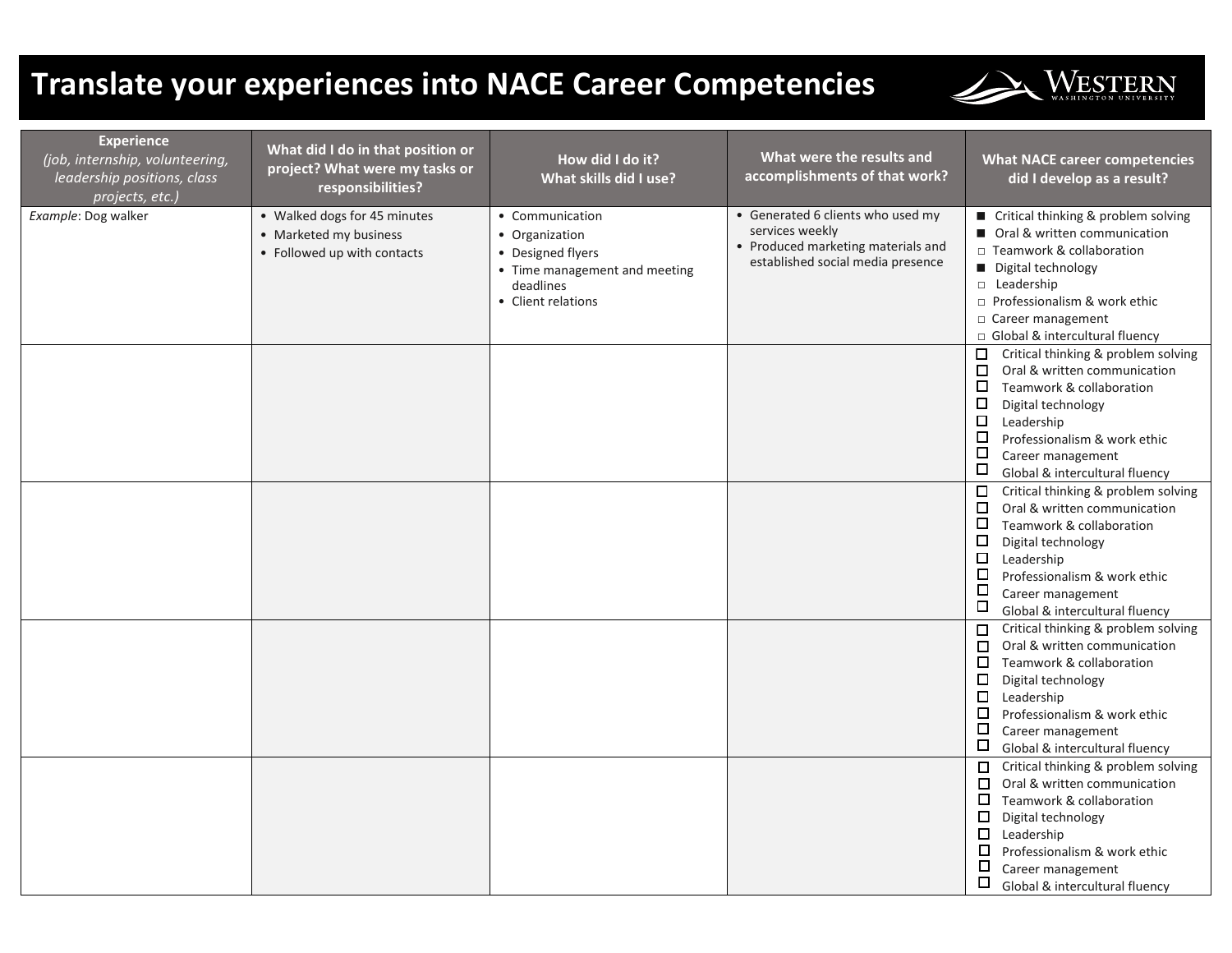# Translate your experiences into NACE Career Competencies

| **Experience** *(job, internship, volunteering, leadership positions, class projects, etc.)* | **What did I do in that position or project? What were my tasks or responsibilities?** | **How did I do it? What skills did I use?** | **What were the results and accomplishments of that work?** | **What NACE career competencies did I develop as a result?** |
|---|---|---|---|---|
| *Example*: Dog walker | • Walked dogs for 45 minutes<br>• Marketed my business<br>• Followed up with contacts | • Communication<br>• Organization<br>• Designed flyers<br>• Time management and meeting deadlines<br>• Client relations | • Generated 6 clients who used my services weekly<br>• Produced marketing materials and established social media presence | ■ Critical thinking & problem solving<br>■ Oral & written communication<br>□ Teamwork & collaboration<br>■ Digital technology<br>□ Leadership<br>□ Professionalism & work ethic<br>□ Career management<br>□ Global & intercultural fluency |
| | | | | □ Critical thinking & problem solving<br>□ Oral & written communication<br>□ Teamwork & collaboration<br>□ Digital technology<br>□ Leadership<br>□ Professionalism & work ethic<br>□ Career management<br>□ Global & intercultural fluency |
| | | | | □ Critical thinking & problem solving<br>□ Oral & written communication<br>□ Teamwork & collaboration<br>□ Digital technology<br>□ Leadership<br>□ Professionalism & work ethic<br>□ Career management<br>□ Global & intercultural fluency |
| | | | | □ Critical thinking & problem solving<br>□ Oral & written communication<br>□ Teamwork & collaboration<br>□ Digital technology<br>□ Leadership<br>□ Professionalism & work ethic<br>□ Career management<br>□ Global & intercultural fluency |
| | | | | □ Critical thinking & problem solving<br>□ Oral & written communication<br>□ Teamwork & collaboration<br>□ Digital technology<br>□ Leadership<br>□ Professionalism & work ethic<br>□ Career management<br>□ Global & intercultural fluency |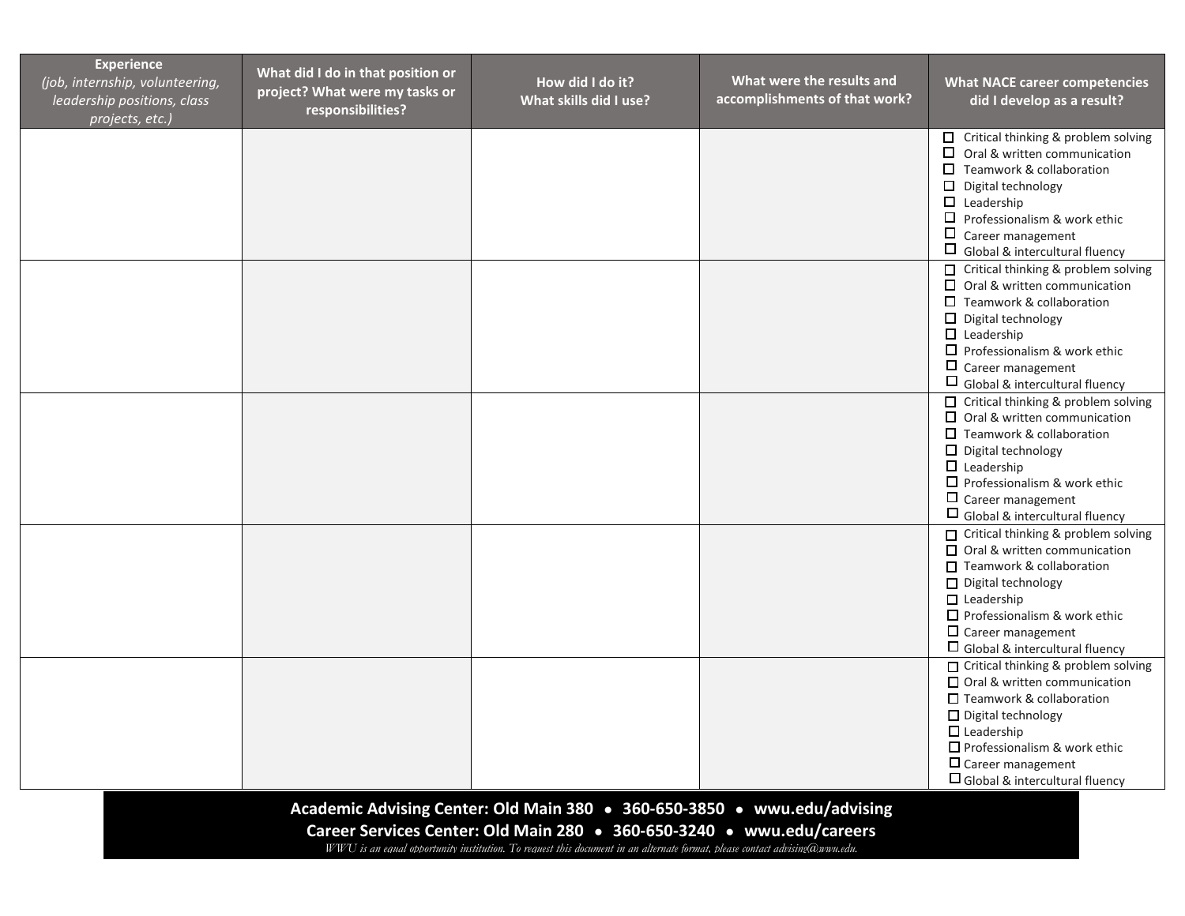| **Experience** *(job, internship, volunteering, leadership positions, class projects, etc.)* | **What did I do in that position or project? What were my tasks or responsibilities?** | **How did I do it? What skills did I use?** | **What were the results and accomplishments of that work?** | **What NACE career competencies did I develop as a result?** |
|---|---|---|---|---|
| | | | | ☐ Critical thinking & problem solving<br>☐ Oral & written communication<br>☐ Teamwork & collaboration<br>☐ Digital technology<br>☐ Leadership<br>☐ Professionalism & work ethic<br>☐ Career management<br>☐ Global & intercultural fluency |
| | | | | ☐ Critical thinking & problem solving<br>☐ Oral & written communication<br>☐ Teamwork & collaboration<br>☐ Digital technology<br>☐ Leadership<br>☐ Professionalism & work ethic<br>☐ Career management<br>☐ Global & intercultural fluency |
| | | | | ☐ Critical thinking & problem solving<br>☐ Oral & written communication<br>☐ Teamwork & collaboration<br>☐ Digital technology<br>☐ Leadership<br>☐ Professionalism & work ethic<br>☐ Career management<br>☐ Global & intercultural fluency |
| | | | | ☐ Critical thinking & problem solving<br>☐ Oral & written communication<br>☐ Teamwork & collaboration<br>☐ Digital technology<br>☐ Leadership<br>☐ Professionalism & work ethic<br>☐ Career management<br>☐ Global & intercultural fluency |
| | | | | ☐ Critical thinking & problem solving<br>☐ Oral & written communication<br>☐ Teamwork & collaboration<br>☐ Digital technology<br>☐ Leadership<br>☐ Professionalism & work ethic<br>☐ Career management<br>☐ Global & intercultural fluency |

**Academic Advising Center: Old Main 380 • 360-650-3850 • wwu.edu/advising**
**Career Services Center: Old Main 280 • 360-650-3240 • wwu.edu/careers**

*WWU is an equal opportunity institution. To request this document in an alternate format, please contact advising@wwu.edu.*